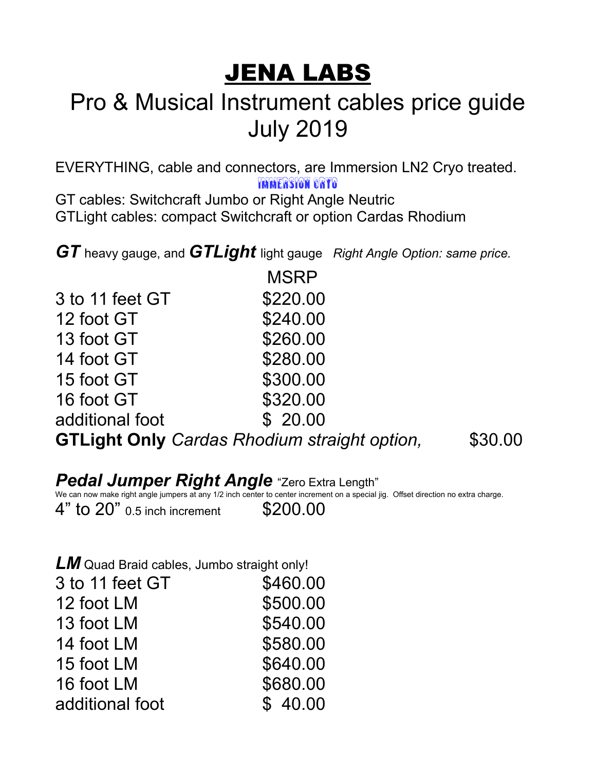# JENA LABS

## Pro & Musical Instrument cables price guide
## July 2019

EVERYTHING, cable and connectors, are Immersion LN2 Cryo treated.

IMMERSION CRYO

GT cables: Switchcraft Jumbo or Right Angle Neutric
GTLight cables: compact Switchcraft or option Cardas Rhodium

***GT*** heavy gauge, and ***GTLight*** light gauge *Right Angle Option: same price.*

| | MSRP |
|---|---|
| 3 to 11 feet GT | $220.00 |
| 12 foot GT | $240.00 |
| 13 foot GT | $260.00 |
| 14 foot GT | $280.00 |
| 15 foot GT | $300.00 |
| 16 foot GT | $320.00 |
| additional foot | $ 20.00 |

**GTLight Only** *Cardas Rhodium straight option,* $30.00

***Pedal Jumper Right Angle*** "Zero Extra Length"

We can now make right angle jumpers at any 1/2 inch center to center increment on a special jig. Offset direction no extra charge.

| | |
|---|---|
| 4" to 20" 0.5 inch increment | $200.00 |

***LM*** Quad Braid cables, Jumbo straight only!

| | |
|---|---|
| 3 to 11 feet GT | $460.00 |
| 12 foot LM | $500.00 |
| 13 foot LM | $540.00 |
| 14 foot LM | $580.00 |
| 15 foot LM | $640.00 |
| 16 foot LM | $680.00 |
| additional foot | $ 40.00 |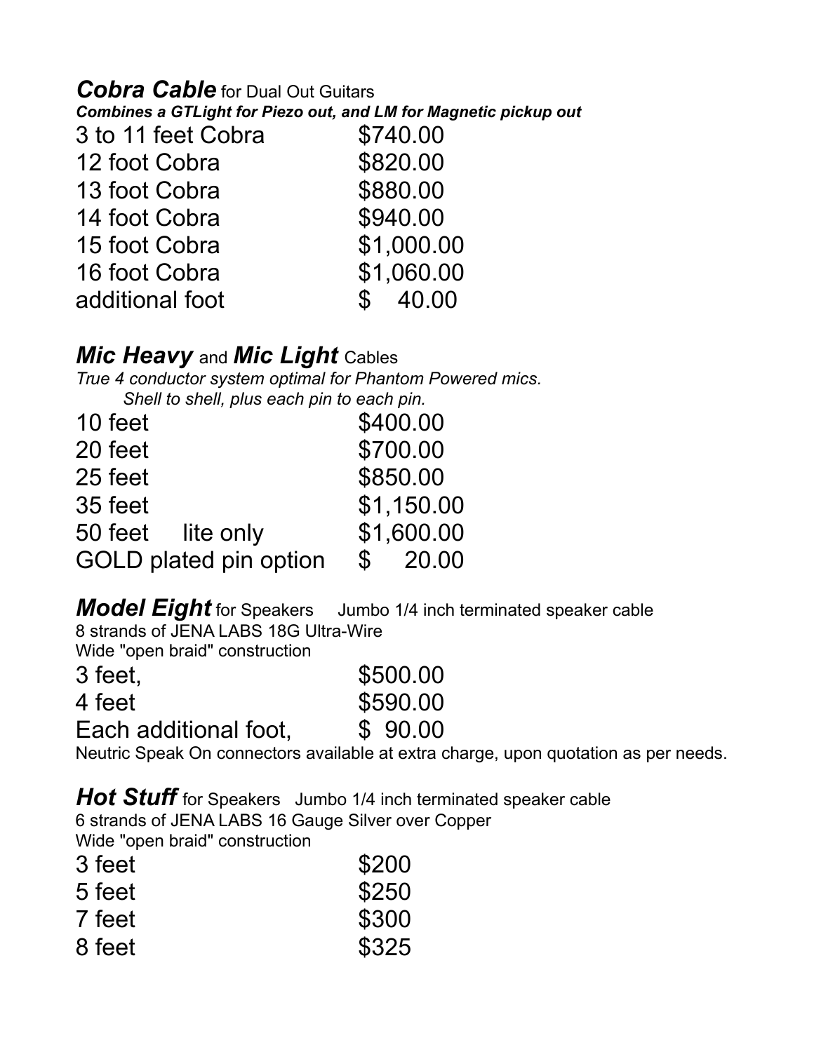## ***Cobra Cable*** for Dual Out Guitars

***Combines a GTLight for Piezo out, and LM for Magnetic pickup out***

| | |
|---|---|
| 3 to 11 feet Cobra | $740.00 |
| 12 foot Cobra | $820.00 |
| 13 foot Cobra | $880.00 |
| 14 foot Cobra | $940.00 |
| 15 foot Cobra | $1,000.00 |
| 16 foot Cobra | $1,060.00 |
| additional foot | $ 40.00 |

## ***Mic Heavy*** and ***Mic Light*** Cables

*True 4 conductor system optimal for Phantom Powered mics.*
*Shell to shell, plus each pin to each pin.*

| | |
|---|---|
| 10 feet | $400.00 |
| 20 feet | $700.00 |
| 25 feet | $850.00 |
| 35 feet | $1,150.00 |
| 50 feet lite only | $1,600.00 |
| GOLD plated pin option | $ 20.00 |

## ***Model Eight*** for Speakers Jumbo 1/4 inch terminated speaker cable

8 strands of JENA LABS 18G Ultra-Wire
Wide "open braid" construction

| | |
|---|---|
| 3 feet, | $500.00 |
| 4 feet | $590.00 |
| Each additional foot, | $ 90.00 |

Neutric Speak On connectors available at extra charge, upon quotation as per needs.

## ***Hot Stuff*** for Speakers Jumbo 1/4 inch terminated speaker cable

6 strands of JENA LABS 16 Gauge Silver over Copper
Wide "open braid" construction

| | |
|---|---|
| 3 feet | $200 |
| 5 feet | $250 |
| 7 feet | $300 |
| 8 feet | $325 |